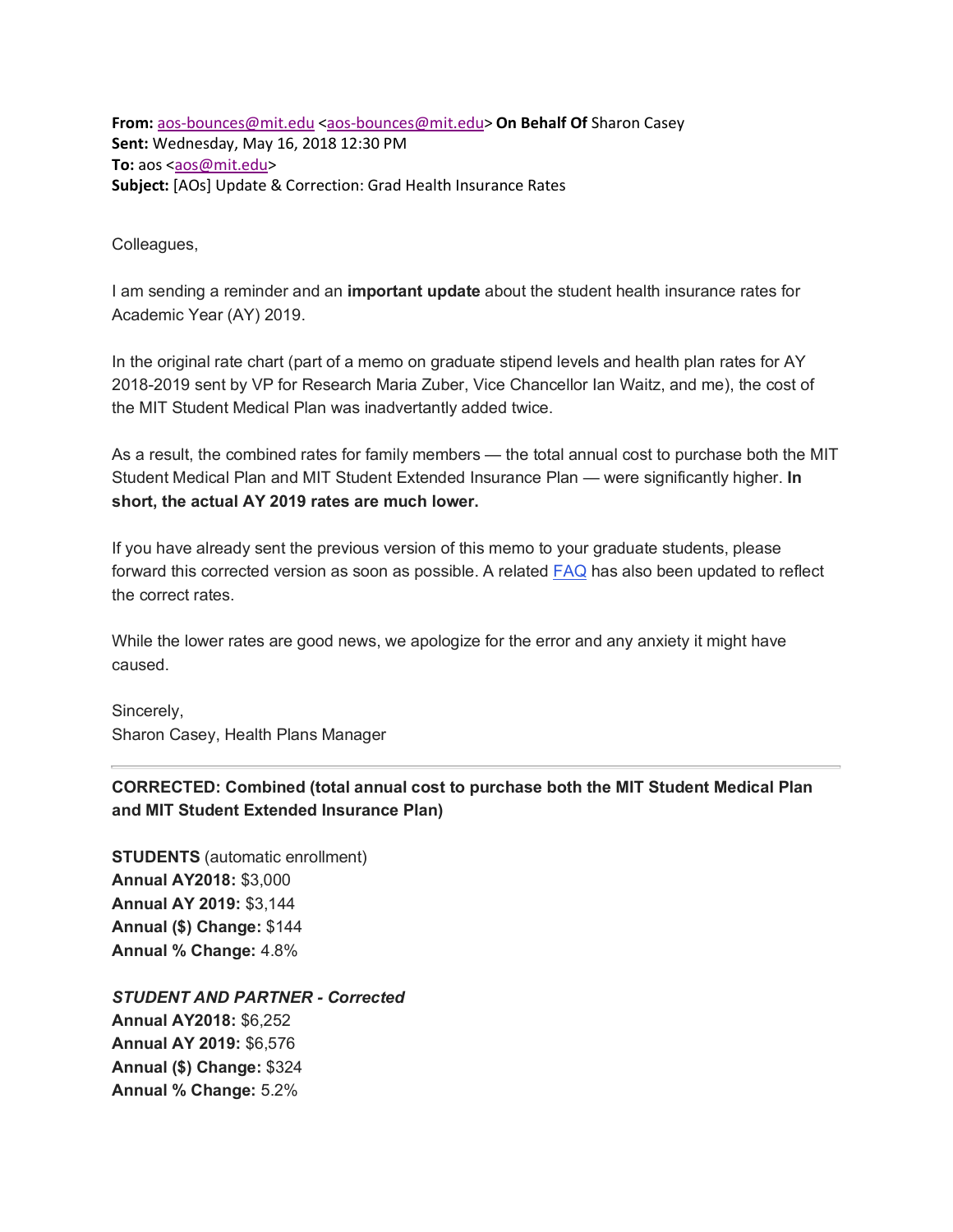**From:** aos-bounces@mit.edu <aos-bounces@mit.edu> **On Behalf Of** Sharon Casey
**Sent:** Wednesday, May 16, 2018 12:30 PM
**To:** aos <aos@mit.edu>
**Subject:** [AOs] Update & Correction: Grad Health Insurance Rates

Colleagues,

I am sending a reminder and an **important update** about the student health insurance rates for Academic Year (AY) 2019.

In the original rate chart (part of a memo on graduate stipend levels and health plan rates for AY 2018-2019 sent by VP for Research Maria Zuber, Vice Chancellor Ian Waitz, and me), the cost of the MIT Student Medical Plan was inadvertantly added twice.

As a result, the combined rates for family members — the total annual cost to purchase both the MIT Student Medical Plan and MIT Student Extended Insurance Plan — were significantly higher. **In short, the actual AY 2019 rates are much lower.**

If you have already sent the previous version of this memo to your graduate students, please forward this corrected version as soon as possible. A related FAQ has also been updated to reflect the correct rates.

While the lower rates are good news, we apologize for the error and any anxiety it might have caused.

Sincerely,
Sharon Casey, Health Plans Manager

---

**CORRECTED: Combined (total annual cost to purchase both the MIT Student Medical Plan and MIT Student Extended Insurance Plan)**

**STUDENTS** (automatic enrollment)
**Annual AY2018:** $3,000
**Annual AY 2019:** $3,144
**Annual ($) Change:** $144
**Annual % Change:** 4.8%

***STUDENT AND PARTNER - Corrected***
**Annual AY2018:** $6,252
**Annual AY 2019:** $6,576
**Annual ($) Change:** $324
**Annual % Change:** 5.2%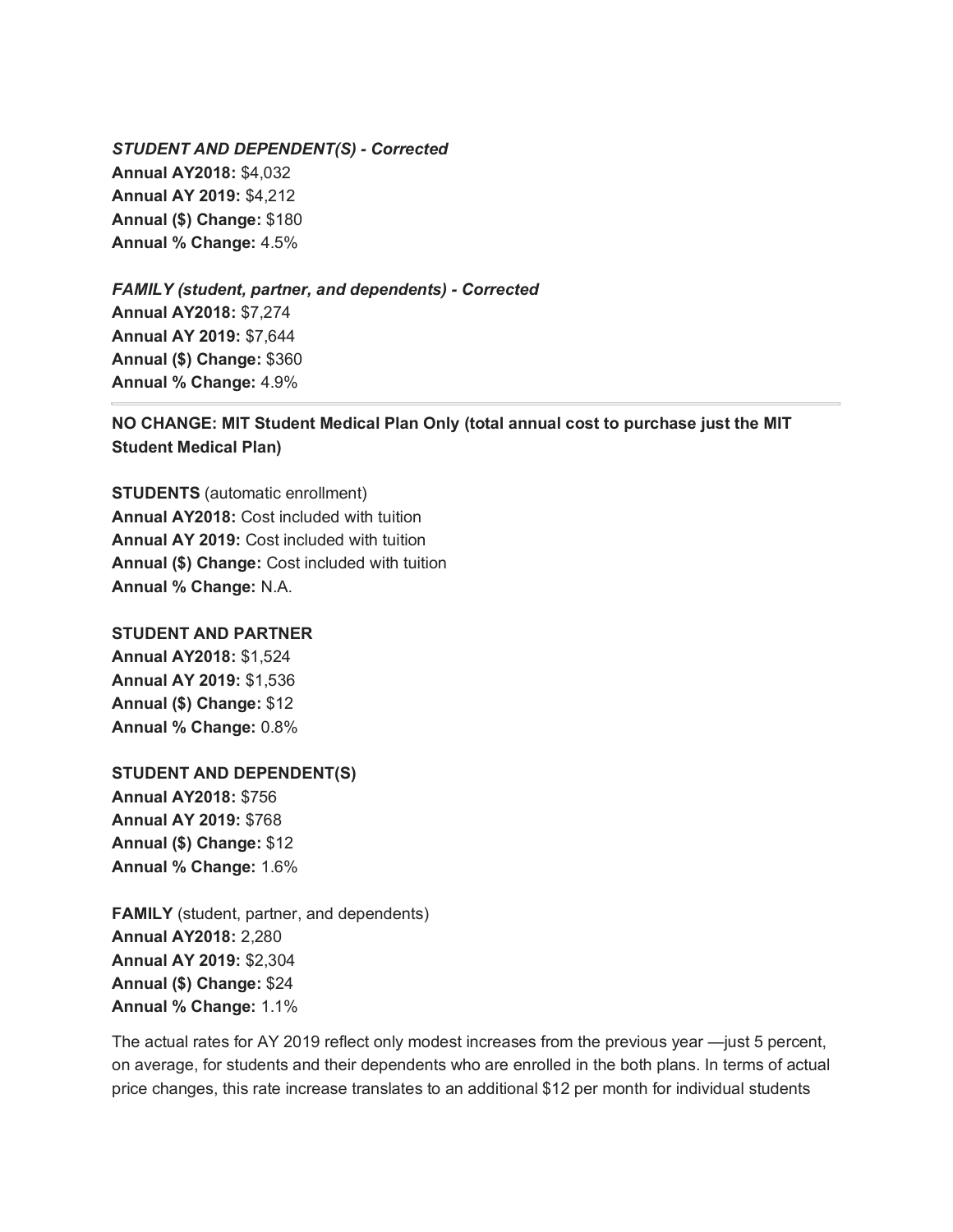***STUDENT AND DEPENDENT(S) - Corrected***
**Annual AY2018:** $4,032
**Annual AY 2019:** $4,212
**Annual ($) Change:** $180
**Annual % Change:** 4.5%

***FAMILY (student, partner, and dependents) - Corrected***
**Annual AY2018:** $7,274
**Annual AY 2019:** $7,644
**Annual ($) Change:** $360
**Annual % Change:** 4.9%

---

**NO CHANGE: MIT Student Medical Plan Only (total annual cost to purchase just the MIT Student Medical Plan)**

**STUDENTS** (automatic enrollment)
**Annual AY2018:** Cost included with tuition
**Annual AY 2019:** Cost included with tuition
**Annual ($) Change:** Cost included with tuition
**Annual % Change:** N.A.

**STUDENT AND PARTNER**
**Annual AY2018:** $1,524
**Annual AY 2019:** $1,536
**Annual ($) Change:** $12
**Annual % Change:** 0.8%

**STUDENT AND DEPENDENT(S)**
**Annual AY2018:** $756
**Annual AY 2019:** $768
**Annual ($) Change:** $12
**Annual % Change:** 1.6%

**FAMILY** (student, partner, and dependents)
**Annual AY2018:** 2,280
**Annual AY 2019:** $2,304
**Annual ($) Change:** $24
**Annual % Change:** 1.1%

The actual rates for AY 2019 reflect only modest increases from the previous year —just 5 percent, on average, for students and their dependents who are enrolled in the both plans. In terms of actual price changes, this rate increase translates to an additional $12 per month for individual students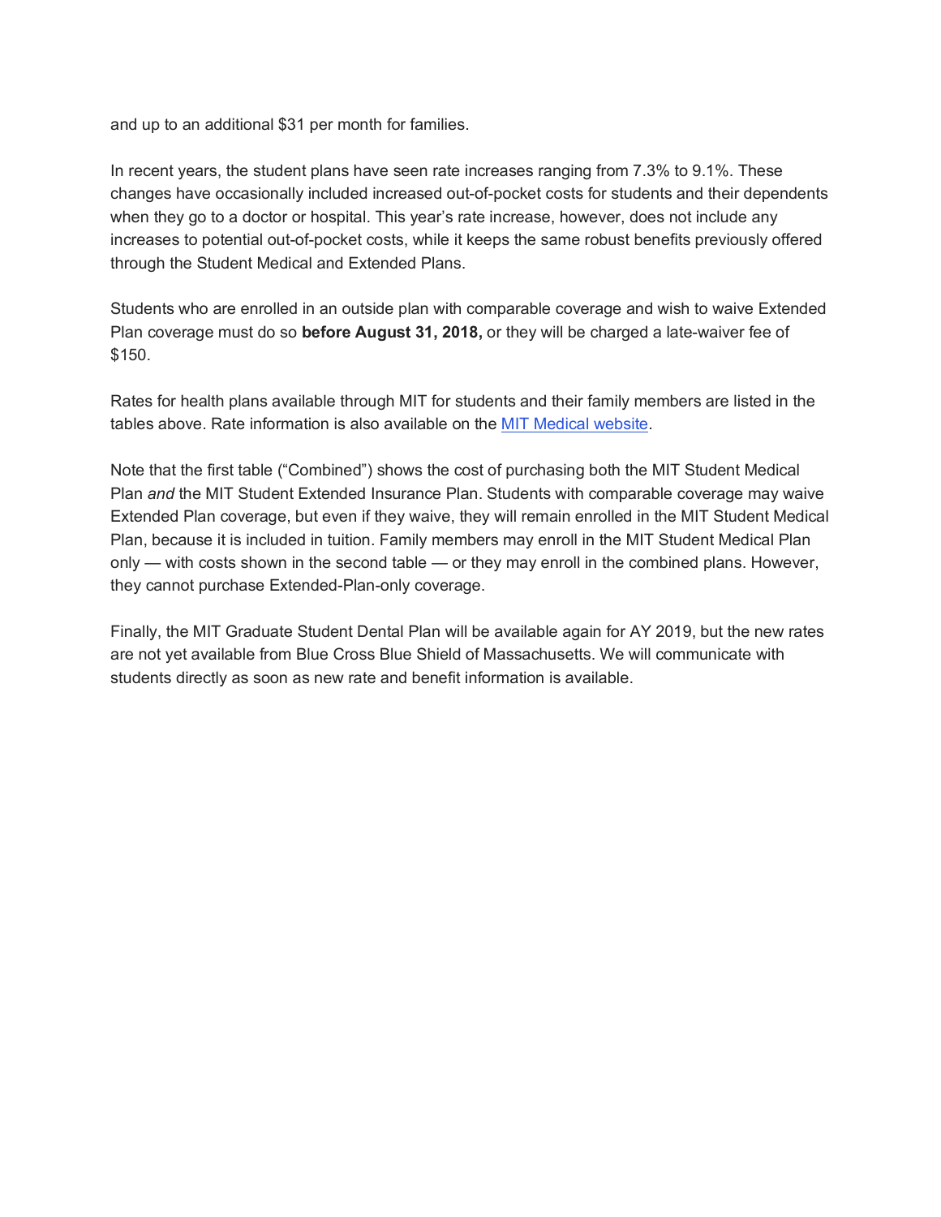and up to an additional $31 per month for families.

In recent years, the student plans have seen rate increases ranging from 7.3% to 9.1%. These changes have occasionally included increased out-of-pocket costs for students and their dependents when they go to a doctor or hospital. This year's rate increase, however, does not include any increases to potential out-of-pocket costs, while it keeps the same robust benefits previously offered through the Student Medical and Extended Plans.

Students who are enrolled in an outside plan with comparable coverage and wish to waive Extended Plan coverage must do so **before August 31, 2018,** or they will be charged a late-waiver fee of $150.

Rates for health plans available through MIT for students and their family members are listed in the tables above. Rate information is also available on the [MIT Medical website](https://medical.mit.edu).

Note that the first table ("Combined") shows the cost of purchasing both the MIT Student Medical Plan *and* the MIT Student Extended Insurance Plan. Students with comparable coverage may waive Extended Plan coverage, but even if they waive, they will remain enrolled in the MIT Student Medical Plan, because it is included in tuition. Family members may enroll in the MIT Student Medical Plan only — with costs shown in the second table — or they may enroll in the combined plans. However, they cannot purchase Extended-Plan-only coverage.

Finally, the MIT Graduate Student Dental Plan will be available again for AY 2019, but the new rates are not yet available from Blue Cross Blue Shield of Massachusetts. We will communicate with students directly as soon as new rate and benefit information is available.